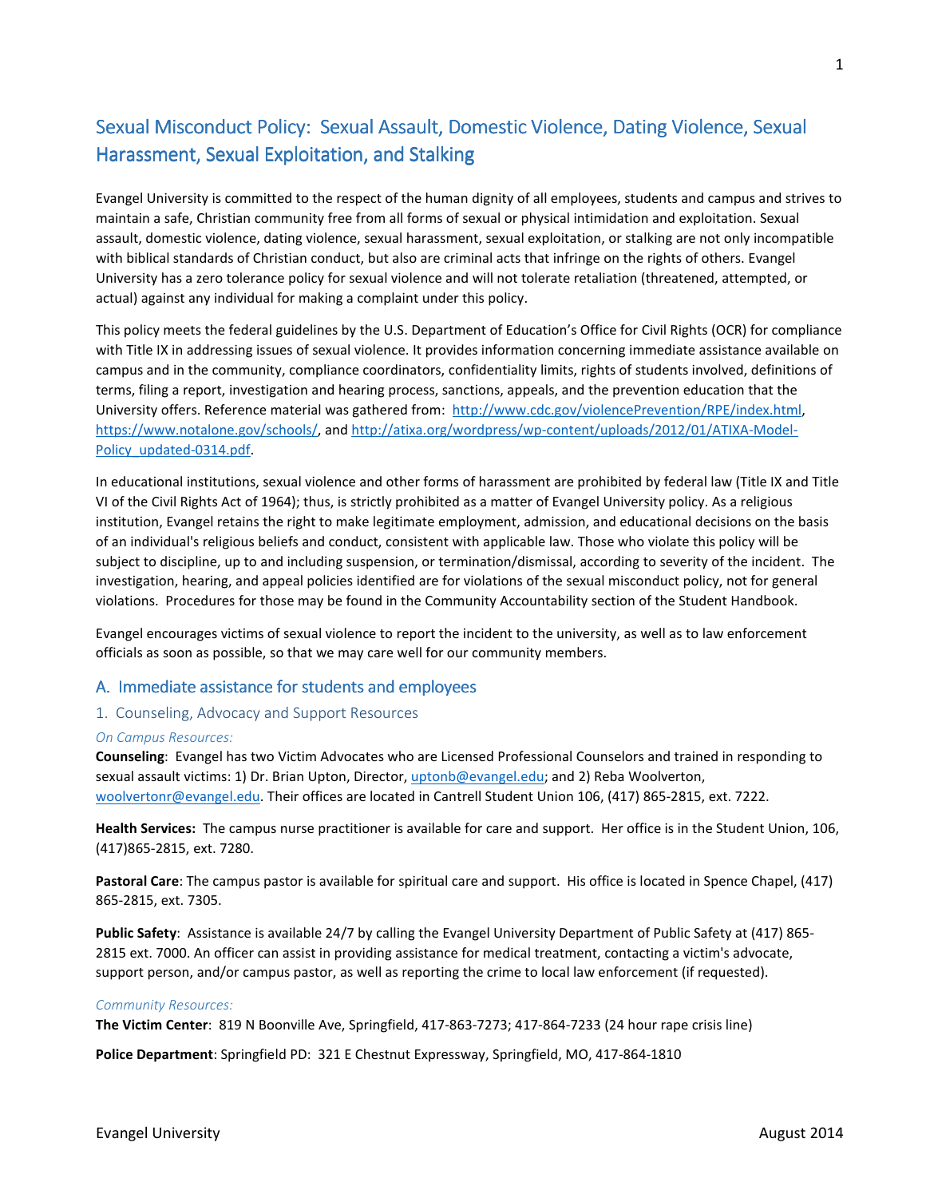# Sexual Misconduct Policy: Sexual Assault, Domestic Violence, Dating Violence, Sexual Harassment, Sexual Exploitation, and Stalking

Evangel University is committed to the respect of the human dignity of all employees, students and campus and strives to maintain a safe, Christian community free from all forms of sexual or physical intimidation and exploitation. Sexual assault, domestic violence, dating violence, sexual harassment, sexual exploitation, or stalking are not only incompatible with biblical standards of Christian conduct, but also are criminal acts that infringe on the rights of others. Evangel University has a zero tolerance policy for sexual violence and will not tolerate retaliation (threatened, attempted, or actual) against any individual for making a complaint under this policy.

This policy meets the federal guidelines by the U.S. Department of Education's Office for Civil Rights (OCR) for compliance with Title IX in addressing issues of sexual violence. It provides information concerning immediate assistance available on campus and in the community, compliance coordinators, confidentiality limits, rights of students involved, definitions of terms, filing a report, investigation and hearing process, sanctions, appeals, and the prevention education that the University offers. Reference material was gathered from: http://www.cdc.gov/violencePrevention/RPE/index.html, https://www.notalone.gov/schools/, and http://atixa.org/wordpress/wp-content/uploads/2012/01/ATIXA-Model-Policy_updated-0314.pdf.

In educational institutions, sexual violence and other forms of harassment are prohibited by federal law (Title IX and Title VI of the Civil Rights Act of 1964); thus, is strictly prohibited as a matter of Evangel University policy. As a religious institution, Evangel retains the right to make legitimate employment, admission, and educational decisions on the basis of an individual's religious beliefs and conduct, consistent with applicable law. Those who violate this policy will be subject to discipline, up to and including suspension, or termination/dismissal, according to severity of the incident. The investigation, hearing, and appeal policies identified are for violations of the sexual misconduct policy, not for general violations. Procedures for those may be found in the Community Accountability section of the Student Handbook.

Evangel encourages victims of sexual violence to report the incident to the university, as well as to law enforcement officials as soon as possible, so that we may care well for our community members.

## A. Immediate assistance for students and employees

### 1. Counseling, Advocacy and Support Resources

*On Campus Resources:*

**Counseling**: Evangel has two Victim Advocates who are Licensed Professional Counselors and trained in responding to sexual assault victims: 1) Dr. Brian Upton, Director, uptonb@evangel.edu; and 2) Reba Woolverton, woolvertonr@evangel.edu. Their offices are located in Cantrell Student Union 106, (417) 865-2815, ext. 7222.

**Health Services:** The campus nurse practitioner is available for care and support. Her office is in the Student Union, 106, (417)865-2815, ext. 7280.

**Pastoral Care**: The campus pastor is available for spiritual care and support. His office is located in Spence Chapel, (417) 865-2815, ext. 7305.

**Public Safety**: Assistance is available 24/7 by calling the Evangel University Department of Public Safety at (417) 865-2815 ext. 7000. An officer can assist in providing assistance for medical treatment, contacting a victim's advocate, support person, and/or campus pastor, as well as reporting the crime to local law enforcement (if requested).

*Community Resources:*

**The Victim Center**: 819 N Boonville Ave, Springfield, 417-863-7273; 417-864-7233 (24 hour rape crisis line)

**Police Department**: Springfield PD: 321 E Chestnut Expressway, Springfield, MO, 417-864-1810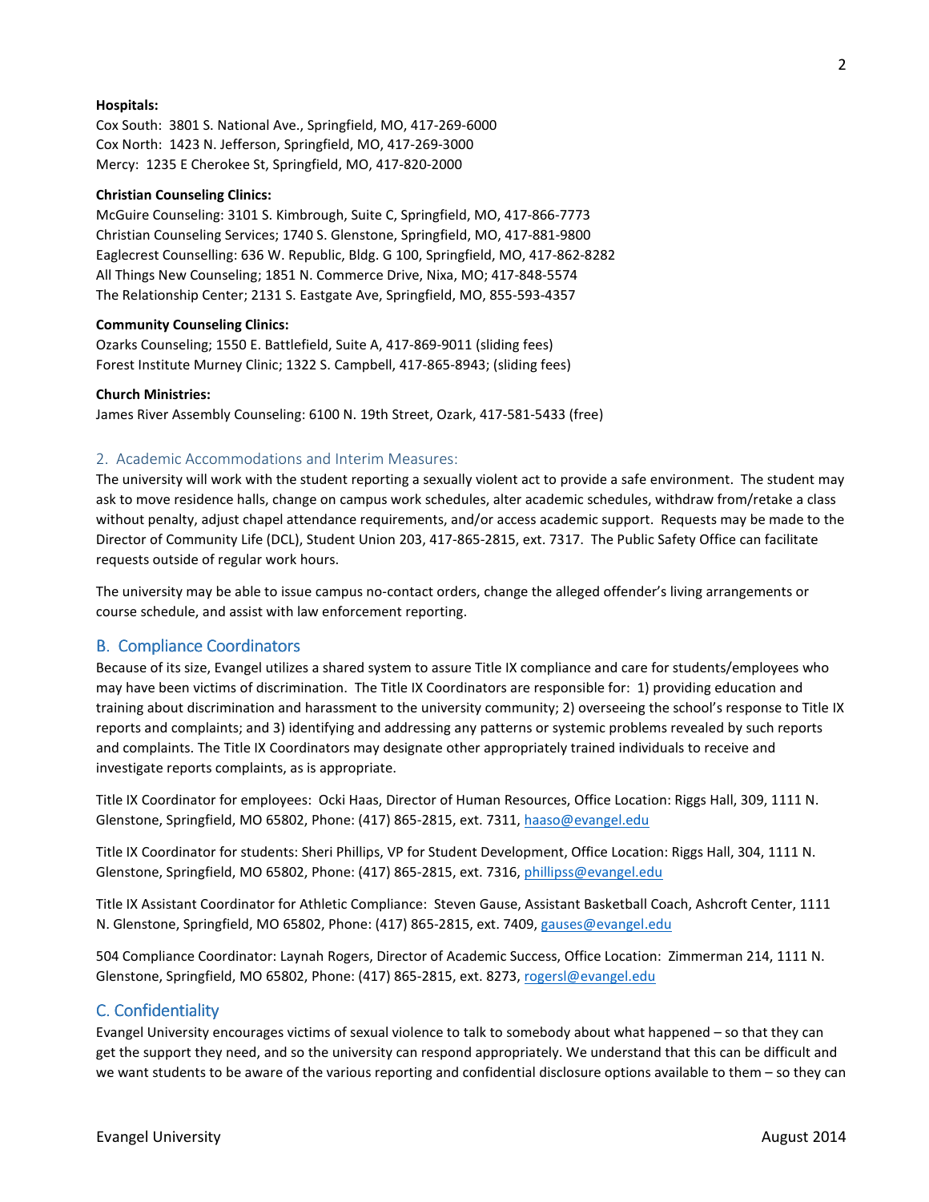**Hospitals:**

Cox South: 3801 S. National Ave., Springfield, MO, 417-269-6000
Cox North: 1423 N. Jefferson, Springfield, MO, 417-269-3000
Mercy: 1235 E Cherokee St, Springfield, MO, 417-820-2000

**Christian Counseling Clinics:**

McGuire Counseling: 3101 S. Kimbrough, Suite C, Springfield, MO, 417-866-7773
Christian Counseling Services; 1740 S. Glenstone, Springfield, MO, 417-881-9800
Eaglecrest Counselling: 636 W. Republic, Bldg. G 100, Springfield, MO, 417-862-8282
All Things New Counseling; 1851 N. Commerce Drive, Nixa, MO; 417-848-5574
The Relationship Center; 2131 S. Eastgate Ave, Springfield, MO, 855-593-4357

**Community Counseling Clinics:**

Ozarks Counseling; 1550 E. Battlefield, Suite A, 417-869-9011 (sliding fees)
Forest Institute Murney Clinic; 1322 S. Campbell, 417-865-8943; (sliding fees)

**Church Ministries:**

James River Assembly Counseling: 6100 N. 19th Street, Ozark, 417-581-5433 (free)

### 2. Academic Accommodations and Interim Measures:

The university will work with the student reporting a sexually violent act to provide a safe environment. The student may ask to move residence halls, change on campus work schedules, alter academic schedules, withdraw from/retake a class without penalty, adjust chapel attendance requirements, and/or access academic support. Requests may be made to the Director of Community Life (DCL), Student Union 203, 417-865-2815, ext. 7317. The Public Safety Office can facilitate requests outside of regular work hours.

The university may be able to issue campus no-contact orders, change the alleged offender's living arrangements or course schedule, and assist with law enforcement reporting.

## B. Compliance Coordinators

Because of its size, Evangel utilizes a shared system to assure Title IX compliance and care for students/employees who may have been victims of discrimination. The Title IX Coordinators are responsible for: 1) providing education and training about discrimination and harassment to the university community; 2) overseeing the school's response to Title IX reports and complaints; and 3) identifying and addressing any patterns or systemic problems revealed by such reports and complaints. The Title IX Coordinators may designate other appropriately trained individuals to receive and investigate reports complaints, as is appropriate.

Title IX Coordinator for employees: Ocki Haas, Director of Human Resources, Office Location: Riggs Hall, 309, 1111 N. Glenstone, Springfield, MO 65802, Phone: (417) 865-2815, ext. 7311, haaso@evangel.edu

Title IX Coordinator for students: Sheri Phillips, VP for Student Development, Office Location: Riggs Hall, 304, 1111 N. Glenstone, Springfield, MO 65802, Phone: (417) 865-2815, ext. 7316, phillipss@evangel.edu

Title IX Assistant Coordinator for Athletic Compliance: Steven Gause, Assistant Basketball Coach, Ashcroft Center, 1111 N. Glenstone, Springfield, MO 65802, Phone: (417) 865-2815, ext. 7409, gauses@evangel.edu

504 Compliance Coordinator: Laynah Rogers, Director of Academic Success, Office Location: Zimmerman 214, 1111 N. Glenstone, Springfield, MO 65802, Phone: (417) 865-2815, ext. 8273, rogersl@evangel.edu

## C. Confidentiality

Evangel University encourages victims of sexual violence to talk to somebody about what happened – so that they can get the support they need, and so the university can respond appropriately. We understand that this can be difficult and we want students to be aware of the various reporting and confidential disclosure options available to them – so they can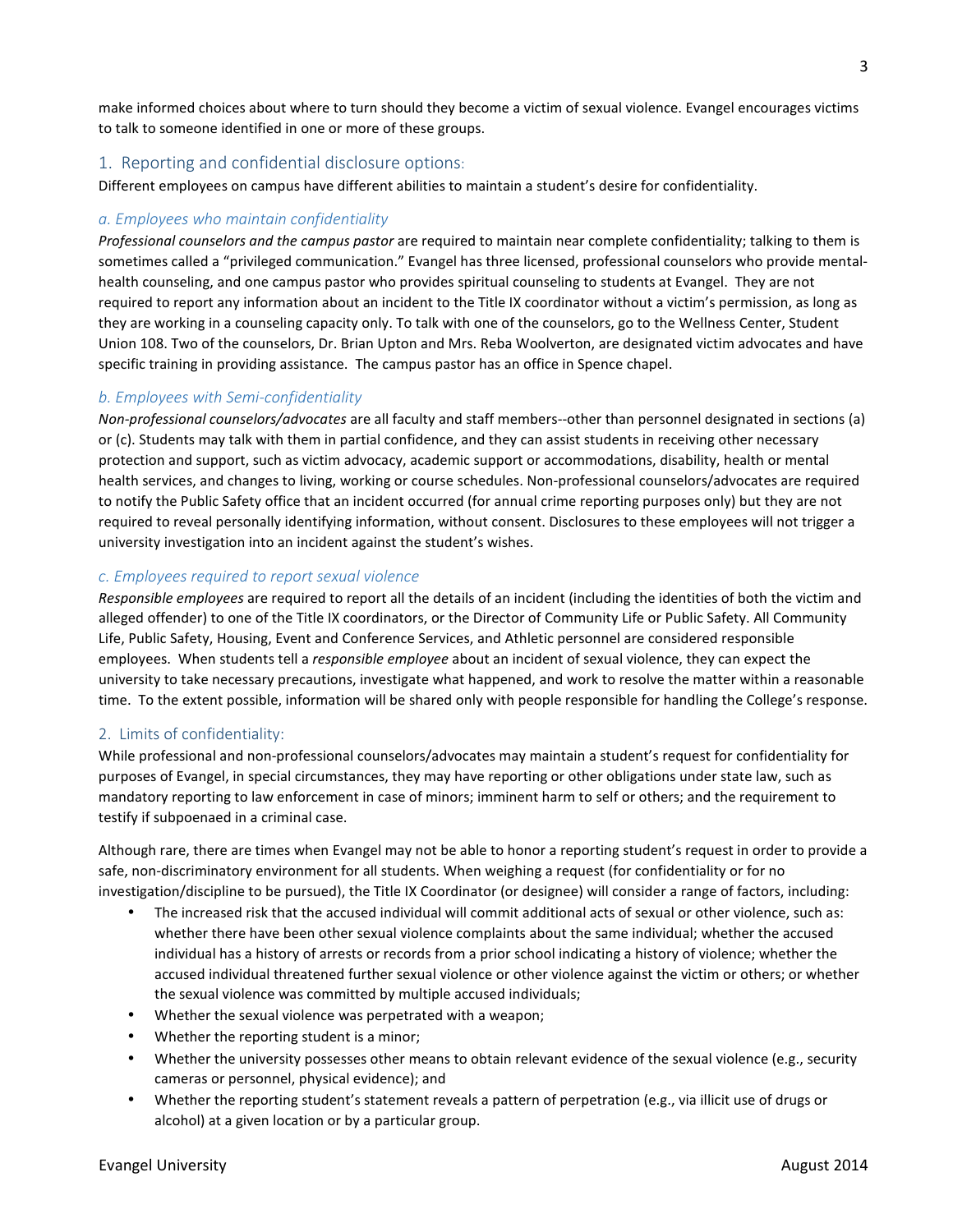make informed choices about where to turn should they become a victim of sexual violence. Evangel encourages victims to talk to someone identified in one or more of these groups.

## 1. Reporting and confidential disclosure options:

Different employees on campus have different abilities to maintain a student's desire for confidentiality.

### *a. Employees who maintain confidentiality*

*Professional counselors and the campus pastor* are required to maintain near complete confidentiality; talking to them is sometimes called a "privileged communication." Evangel has three licensed, professional counselors who provide mental-health counseling, and one campus pastor who provides spiritual counseling to students at Evangel. They are not required to report any information about an incident to the Title IX coordinator without a victim's permission, as long as they are working in a counseling capacity only. To talk with one of the counselors, go to the Wellness Center, Student Union 108. Two of the counselors, Dr. Brian Upton and Mrs. Reba Woolverton, are designated victim advocates and have specific training in providing assistance. The campus pastor has an office in Spence chapel.

### *b. Employees with Semi-confidentiality*

*Non-professional counselors/advocates* are all faculty and staff members--other than personnel designated in sections (a) or (c). Students may talk with them in partial confidence, and they can assist students in receiving other necessary protection and support, such as victim advocacy, academic support or accommodations, disability, health or mental health services, and changes to living, working or course schedules. Non-professional counselors/advocates are required to notify the Public Safety office that an incident occurred (for annual crime reporting purposes only) but they are not required to reveal personally identifying information, without consent. Disclosures to these employees will not trigger a university investigation into an incident against the student's wishes.

### *c. Employees required to report sexual violence*

*Responsible employees* are required to report all the details of an incident (including the identities of both the victim and alleged offender) to one of the Title IX coordinators, or the Director of Community Life or Public Safety. All Community Life, Public Safety, Housing, Event and Conference Services, and Athletic personnel are considered responsible employees. When students tell a *responsible employee* about an incident of sexual violence, they can expect the university to take necessary precautions, investigate what happened, and work to resolve the matter within a reasonable time. To the extent possible, information will be shared only with people responsible for handling the College's response.

## 2. Limits of confidentiality:

While professional and non-professional counselors/advocates may maintain a student's request for confidentiality for purposes of Evangel, in special circumstances, they may have reporting or other obligations under state law, such as mandatory reporting to law enforcement in case of minors; imminent harm to self or others; and the requirement to testify if subpoenaed in a criminal case.

Although rare, there are times when Evangel may not be able to honor a reporting student's request in order to provide a safe, non-discriminatory environment for all students. When weighing a request (for confidentiality or for no investigation/discipline to be pursued), the Title IX Coordinator (or designee) will consider a range of factors, including:

- The increased risk that the accused individual will commit additional acts of sexual or other violence, such as: whether there have been other sexual violence complaints about the same individual; whether the accused individual has a history of arrests or records from a prior school indicating a history of violence; whether the accused individual threatened further sexual violence or other violence against the victim or others; or whether the sexual violence was committed by multiple accused individuals;
- Whether the sexual violence was perpetrated with a weapon;
- Whether the reporting student is a minor;
- Whether the university possesses other means to obtain relevant evidence of the sexual violence (e.g., security cameras or personnel, physical evidence); and
- Whether the reporting student's statement reveals a pattern of perpetration (e.g., via illicit use of drugs or alcohol) at a given location or by a particular group.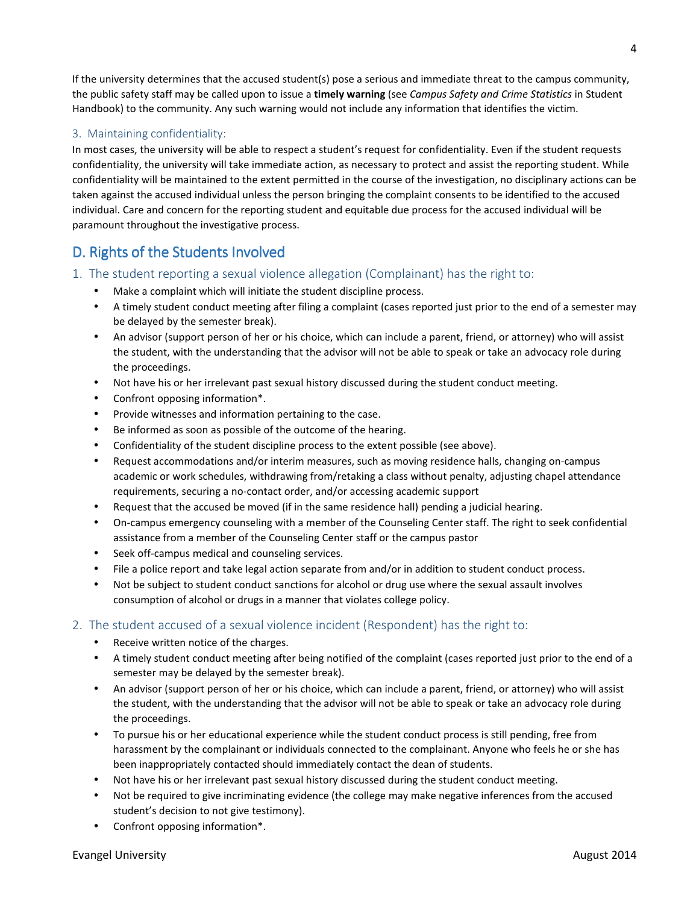If the university determines that the accused student(s) pose a serious and immediate threat to the campus community, the public safety staff may be called upon to issue a **timely warning** (see *Campus Safety and Crime Statistics* in Student Handbook) to the community. Any such warning would not include any information that identifies the victim.

### 3. Maintaining confidentiality:

In most cases, the university will be able to respect a student's request for confidentiality. Even if the student requests confidentiality, the university will take immediate action, as necessary to protect and assist the reporting student. While confidentiality will be maintained to the extent permitted in the course of the investigation, no disciplinary actions can be taken against the accused individual unless the person bringing the complaint consents to be identified to the accused individual. Care and concern for the reporting student and equitable due process for the accused individual will be paramount throughout the investigative process.

## D. Rights of the Students Involved

### 1. The student reporting a sexual violence allegation (Complainant) has the right to:

- Make a complaint which will initiate the student discipline process.
- A timely student conduct meeting after filing a complaint (cases reported just prior to the end of a semester may be delayed by the semester break).
- An advisor (support person of her or his choice, which can include a parent, friend, or attorney) who will assist the student, with the understanding that the advisor will not be able to speak or take an advocacy role during the proceedings.
- Not have his or her irrelevant past sexual history discussed during the student conduct meeting.
- Confront opposing information*.
- Provide witnesses and information pertaining to the case.
- Be informed as soon as possible of the outcome of the hearing.
- Confidentiality of the student discipline process to the extent possible (see above).
- Request accommodations and/or interim measures, such as moving residence halls, changing on-campus academic or work schedules, withdrawing from/retaking a class without penalty, adjusting chapel attendance requirements, securing a no-contact order, and/or accessing academic support
- Request that the accused be moved (if in the same residence hall) pending a judicial hearing.
- On-campus emergency counseling with a member of the Counseling Center staff. The right to seek confidential assistance from a member of the Counseling Center staff or the campus pastor
- Seek off-campus medical and counseling services.
- File a police report and take legal action separate from and/or in addition to student conduct process.
- Not be subject to student conduct sanctions for alcohol or drug use where the sexual assault involves consumption of alcohol or drugs in a manner that violates college policy.

### 2. The student accused of a sexual violence incident (Respondent) has the right to:

- Receive written notice of the charges.
- A timely student conduct meeting after being notified of the complaint (cases reported just prior to the end of a semester may be delayed by the semester break).
- An advisor (support person of her or his choice, which can include a parent, friend, or attorney) who will assist the student, with the understanding that the advisor will not be able to speak or take an advocacy role during the proceedings.
- To pursue his or her educational experience while the student conduct process is still pending, free from harassment by the complainant or individuals connected to the complainant. Anyone who feels he or she has been inappropriately contacted should immediately contact the dean of students.
- Not have his or her irrelevant past sexual history discussed during the student conduct meeting.
- Not be required to give incriminating evidence (the college may make negative inferences from the accused student's decision to not give testimony).
- Confront opposing information*.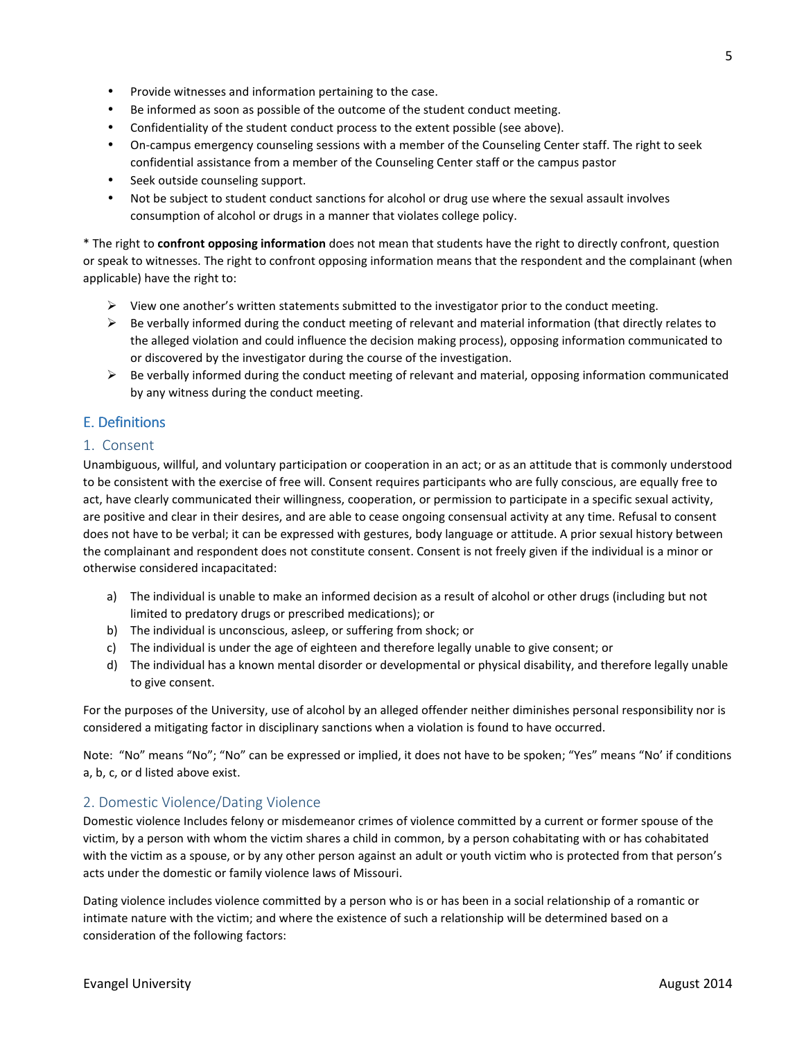- Provide witnesses and information pertaining to the case.
- Be informed as soon as possible of the outcome of the student conduct meeting.
- Confidentiality of the student conduct process to the extent possible (see above).
- On-campus emergency counseling sessions with a member of the Counseling Center staff. The right to seek confidential assistance from a member of the Counseling Center staff or the campus pastor
- Seek outside counseling support.
- Not be subject to student conduct sanctions for alcohol or drug use where the sexual assault involves consumption of alcohol or drugs in a manner that violates college policy.

* The right to **confront opposing information** does not mean that students have the right to directly confront, question or speak to witnesses. The right to confront opposing information means that the respondent and the complainant (when applicable) have the right to:

- View one another's written statements submitted to the investigator prior to the conduct meeting.
- Be verbally informed during the conduct meeting of relevant and material information (that directly relates to the alleged violation and could influence the decision making process), opposing information communicated to or discovered by the investigator during the course of the investigation.
- Be verbally informed during the conduct meeting of relevant and material, opposing information communicated by any witness during the conduct meeting.

## E. Definitions

### 1. Consent

Unambiguous, willful, and voluntary participation or cooperation in an act; or as an attitude that is commonly understood to be consistent with the exercise of free will. Consent requires participants who are fully conscious, are equally free to act, have clearly communicated their willingness, cooperation, or permission to participate in a specific sexual activity, are positive and clear in their desires, and are able to cease ongoing consensual activity at any time. Refusal to consent does not have to be verbal; it can be expressed with gestures, body language or attitude. A prior sexual history between the complainant and respondent does not constitute consent. Consent is not freely given if the individual is a minor or otherwise considered incapacitated:

a) The individual is unable to make an informed decision as a result of alcohol or other drugs (including but not limited to predatory drugs or prescribed medications); or
b) The individual is unconscious, asleep, or suffering from shock; or
c) The individual is under the age of eighteen and therefore legally unable to give consent; or
d) The individual has a known mental disorder or developmental or physical disability, and therefore legally unable to give consent.

For the purposes of the University, use of alcohol by an alleged offender neither diminishes personal responsibility nor is considered a mitigating factor in disciplinary sanctions when a violation is found to have occurred.

Note: "No" means "No"; "No" can be expressed or implied, it does not have to be spoken; "Yes" means "No' if conditions a, b, c, or d listed above exist.

### 2. Domestic Violence/Dating Violence

Domestic violence Includes felony or misdemeanor crimes of violence committed by a current or former spouse of the victim, by a person with whom the victim shares a child in common, by a person cohabitating with or has cohabitated with the victim as a spouse, or by any other person against an adult or youth victim who is protected from that person's acts under the domestic or family violence laws of Missouri.

Dating violence includes violence committed by a person who is or has been in a social relationship of a romantic or intimate nature with the victim; and where the existence of such a relationship will be determined based on a consideration of the following factors: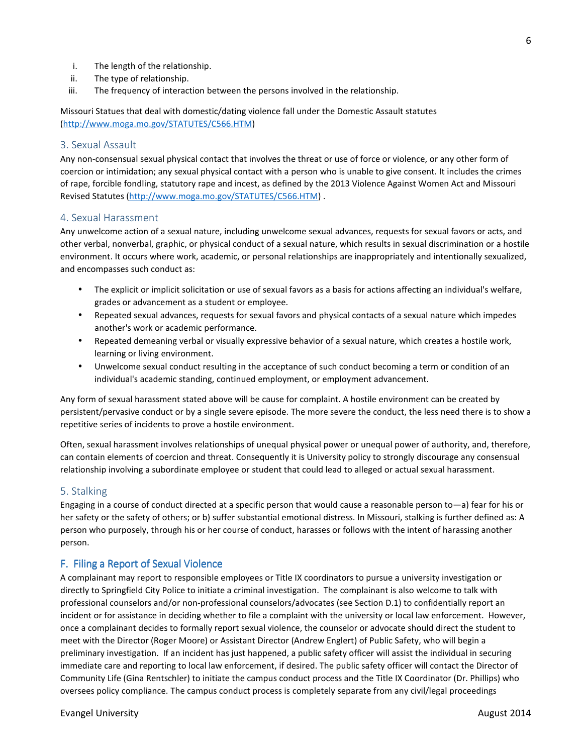i. The length of the relationship.
ii. The type of relationship.
iii. The frequency of interaction between the persons involved in the relationship.

Missouri Statues that deal with domestic/dating violence fall under the Domestic Assault statutes (http://www.moga.mo.gov/STATUTES/C566.HTM)

### 3. Sexual Assault

Any non-consensual sexual physical contact that involves the threat or use of force or violence, or any other form of coercion or intimidation; any sexual physical contact with a person who is unable to give consent. It includes the crimes of rape, forcible fondling, statutory rape and incest, as defined by the 2013 Violence Against Women Act and Missouri Revised Statutes (http://www.moga.mo.gov/STATUTES/C566.HTM) .

### 4. Sexual Harassment

Any unwelcome action of a sexual nature, including unwelcome sexual advances, requests for sexual favors or acts, and other verbal, nonverbal, graphic, or physical conduct of a sexual nature, which results in sexual discrimination or a hostile environment. It occurs where work, academic, or personal relationships are inappropriately and intentionally sexualized, and encompasses such conduct as:

- The explicit or implicit solicitation or use of sexual favors as a basis for actions affecting an individual's welfare, grades or advancement as a student or employee.
- Repeated sexual advances, requests for sexual favors and physical contacts of a sexual nature which impedes another's work or academic performance.
- Repeated demeaning verbal or visually expressive behavior of a sexual nature, which creates a hostile work, learning or living environment.
- Unwelcome sexual conduct resulting in the acceptance of such conduct becoming a term or condition of an individual's academic standing, continued employment, or employment advancement.

Any form of sexual harassment stated above will be cause for complaint. A hostile environment can be created by persistent/pervasive conduct or by a single severe episode. The more severe the conduct, the less need there is to show a repetitive series of incidents to prove a hostile environment.

Often, sexual harassment involves relationships of unequal physical power or unequal power of authority, and, therefore, can contain elements of coercion and threat. Consequently it is University policy to strongly discourage any consensual relationship involving a subordinate employee or student that could lead to alleged or actual sexual harassment.

### 5. Stalking

Engaging in a course of conduct directed at a specific person that would cause a reasonable person to—a) fear for his or her safety or the safety of others; or b) suffer substantial emotional distress. In Missouri, stalking is further defined as: A person who purposely, through his or her course of conduct, harasses or follows with the intent of harassing another person.

## F. Filing a Report of Sexual Violence

A complainant may report to responsible employees or Title IX coordinators to pursue a university investigation or directly to Springfield City Police to initiate a criminal investigation. The complainant is also welcome to talk with professional counselors and/or non-professional counselors/advocates (see Section D.1) to confidentially report an incident or for assistance in deciding whether to file a complaint with the university or local law enforcement. However, once a complainant decides to formally report sexual violence, the counselor or advocate should direct the student to meet with the Director (Roger Moore) or Assistant Director (Andrew Englert) of Public Safety, who will begin a preliminary investigation. If an incident has just happened, a public safety officer will assist the individual in securing immediate care and reporting to local law enforcement, if desired. The public safety officer will contact the Director of Community Life (Gina Rentschler) to initiate the campus conduct process and the Title IX Coordinator (Dr. Phillips) who oversees policy compliance. The campus conduct process is completely separate from any civil/legal proceedings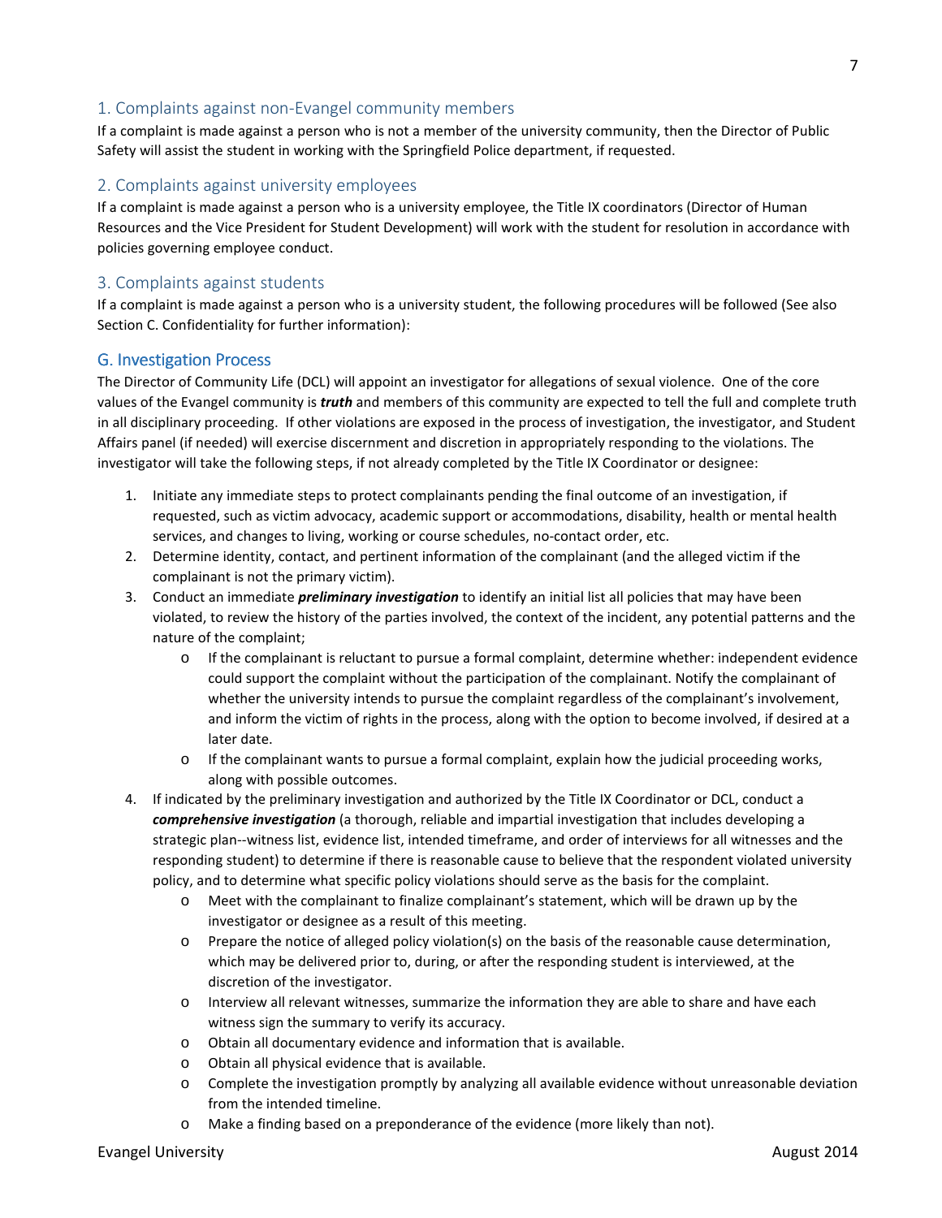### 1. Complaints against non-Evangel community members

If a complaint is made against a person who is not a member of the university community, then the Director of Public Safety will assist the student in working with the Springfield Police department, if requested.

### 2. Complaints against university employees

If a complaint is made against a person who is a university employee, the Title IX coordinators (Director of Human Resources and the Vice President for Student Development) will work with the student for resolution in accordance with policies governing employee conduct.

### 3. Complaints against students

If a complaint is made against a person who is a university student, the following procedures will be followed (See also Section C. Confidentiality for further information):

## G. Investigation Process

The Director of Community Life (DCL) will appoint an investigator for allegations of sexual violence. One of the core values of the Evangel community is ***truth*** and members of this community are expected to tell the full and complete truth in all disciplinary proceeding. If other violations are exposed in the process of investigation, the investigator, and Student Affairs panel (if needed) will exercise discernment and discretion in appropriately responding to the violations. The investigator will take the following steps, if not already completed by the Title IX Coordinator or designee:

1. Initiate any immediate steps to protect complainants pending the final outcome of an investigation, if requested, such as victim advocacy, academic support or accommodations, disability, health or mental health services, and changes to living, working or course schedules, no-contact order, etc.
2. Determine identity, contact, and pertinent information of the complainant (and the alleged victim if the complainant is not the primary victim).
3. Conduct an immediate ***preliminary investigation*** to identify an initial list all policies that may have been violated, to review the history of the parties involved, the context of the incident, any potential patterns and the nature of the complaint;
   - If the complainant is reluctant to pursue a formal complaint, determine whether: independent evidence could support the complaint without the participation of the complainant. Notify the complainant of whether the university intends to pursue the complaint regardless of the complainant's involvement, and inform the victim of rights in the process, along with the option to become involved, if desired at a later date.
   - If the complainant wants to pursue a formal complaint, explain how the judicial proceeding works, along with possible outcomes.
4. If indicated by the preliminary investigation and authorized by the Title IX Coordinator or DCL, conduct a ***comprehensive investigation*** (a thorough, reliable and impartial investigation that includes developing a strategic plan--witness list, evidence list, intended timeframe, and order of interviews for all witnesses and the responding student) to determine if there is reasonable cause to believe that the respondent violated university policy, and to determine what specific policy violations should serve as the basis for the complaint.
   - Meet with the complainant to finalize complainant's statement, which will be drawn up by the investigator or designee as a result of this meeting.
   - Prepare the notice of alleged policy violation(s) on the basis of the reasonable cause determination, which may be delivered prior to, during, or after the responding student is interviewed, at the discretion of the investigator.
   - Interview all relevant witnesses, summarize the information they are able to share and have each witness sign the summary to verify its accuracy.
   - Obtain all documentary evidence and information that is available.
   - Obtain all physical evidence that is available.
   - Complete the investigation promptly by analyzing all available evidence without unreasonable deviation from the intended timeline.
   - Make a finding based on a preponderance of the evidence (more likely than not).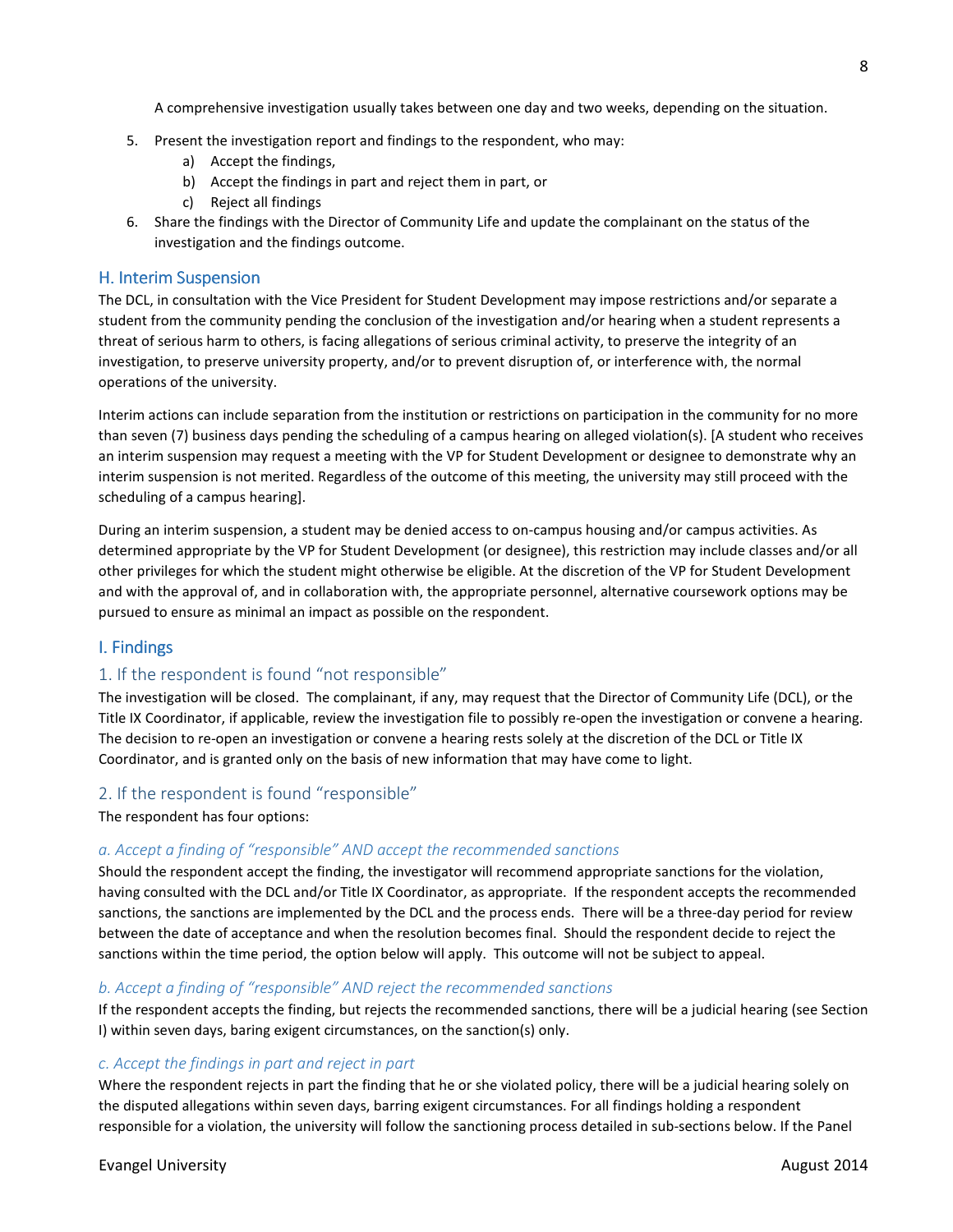A comprehensive investigation usually takes between one day and two weeks, depending on the situation.

5. Present the investigation report and findings to the respondent, who may:
    a) Accept the findings,
    b) Accept the findings in part and reject them in part, or
    c) Reject all findings
6. Share the findings with the Director of Community Life and update the complainant on the status of the investigation and the findings outcome.

## H. Interim Suspension

The DCL, in consultation with the Vice President for Student Development may impose restrictions and/or separate a student from the community pending the conclusion of the investigation and/or hearing when a student represents a threat of serious harm to others, is facing allegations of serious criminal activity, to preserve the integrity of an investigation, to preserve university property, and/or to prevent disruption of, or interference with, the normal operations of the university.

Interim actions can include separation from the institution or restrictions on participation in the community for no more than seven (7) business days pending the scheduling of a campus hearing on alleged violation(s). [A student who receives an interim suspension may request a meeting with the VP for Student Development or designee to demonstrate why an interim suspension is not merited. Regardless of the outcome of this meeting, the university may still proceed with the scheduling of a campus hearing].

During an interim suspension, a student may be denied access to on-campus housing and/or campus activities. As determined appropriate by the VP for Student Development (or designee), this restriction may include classes and/or all other privileges for which the student might otherwise be eligible. At the discretion of the VP for Student Development and with the approval of, and in collaboration with, the appropriate personnel, alternative coursework options may be pursued to ensure as minimal an impact as possible on the respondent.

## I. Findings

### 1. If the respondent is found "not responsible"

The investigation will be closed. The complainant, if any, may request that the Director of Community Life (DCL), or the Title IX Coordinator, if applicable, review the investigation file to possibly re-open the investigation or convene a hearing. The decision to re-open an investigation or convene a hearing rests solely at the discretion of the DCL or Title IX Coordinator, and is granted only on the basis of new information that may have come to light.

### 2. If the respondent is found "responsible"

The respondent has four options:

#### *a. Accept a finding of "responsible" AND accept the recommended sanctions*

Should the respondent accept the finding, the investigator will recommend appropriate sanctions for the violation, having consulted with the DCL and/or Title IX Coordinator, as appropriate. If the respondent accepts the recommended sanctions, the sanctions are implemented by the DCL and the process ends. There will be a three-day period for review between the date of acceptance and when the resolution becomes final. Should the respondent decide to reject the sanctions within the time period, the option below will apply. This outcome will not be subject to appeal.

#### *b. Accept a finding of "responsible" AND reject the recommended sanctions*

If the respondent accepts the finding, but rejects the recommended sanctions, there will be a judicial hearing (see Section I) within seven days, baring exigent circumstances, on the sanction(s) only.

#### *c. Accept the findings in part and reject in part*

Where the respondent rejects in part the finding that he or she violated policy, there will be a judicial hearing solely on the disputed allegations within seven days, barring exigent circumstances. For all findings holding a respondent responsible for a violation, the university will follow the sanctioning process detailed in sub-sections below. If the Panel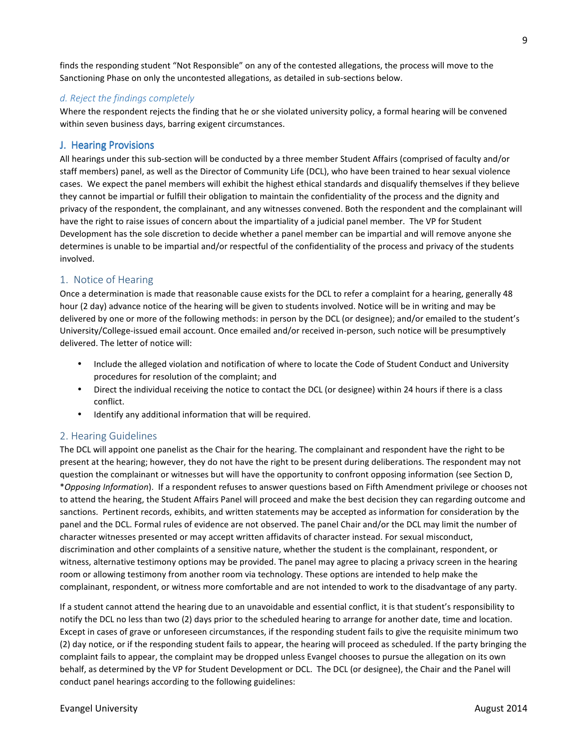finds the responding student "Not Responsible" on any of the contested allegations, the process will move to the Sanctioning Phase on only the uncontested allegations, as detailed in sub-sections below.

#### *d. Reject the findings completely*

Where the respondent rejects the finding that he or she violated university policy, a formal hearing will be convened within seven business days, barring exigent circumstances.

## J. Hearing Provisions

All hearings under this sub-section will be conducted by a three member Student Affairs (comprised of faculty and/or staff members) panel, as well as the Director of Community Life (DCL), who have been trained to hear sexual violence cases. We expect the panel members will exhibit the highest ethical standards and disqualify themselves if they believe they cannot be impartial or fulfill their obligation to maintain the confidentiality of the process and the dignity and privacy of the respondent, the complainant, and any witnesses convened. Both the respondent and the complainant will have the right to raise issues of concern about the impartiality of a judicial panel member. The VP for Student Development has the sole discretion to decide whether a panel member can be impartial and will remove anyone she determines is unable to be impartial and/or respectful of the confidentiality of the process and privacy of the students involved.

### 1. Notice of Hearing

Once a determination is made that reasonable cause exists for the DCL to refer a complaint for a hearing, generally 48 hour (2 day) advance notice of the hearing will be given to students involved. Notice will be in writing and may be delivered by one or more of the following methods: in person by the DCL (or designee); and/or emailed to the student's University/College-issued email account. Once emailed and/or received in-person, such notice will be presumptively delivered. The letter of notice will:

- Include the alleged violation and notification of where to locate the Code of Student Conduct and University procedures for resolution of the complaint; and
- Direct the individual receiving the notice to contact the DCL (or designee) within 24 hours if there is a class conflict.
- Identify any additional information that will be required.

### 2. Hearing Guidelines

The DCL will appoint one panelist as the Chair for the hearing. The complainant and respondent have the right to be present at the hearing; however, they do not have the right to be present during deliberations. The respondent may not question the complainant or witnesses but will have the opportunity to confront opposing information (see Section D, **Opposing Information*). If a respondent refuses to answer questions based on Fifth Amendment privilege or chooses not to attend the hearing, the Student Affairs Panel will proceed and make the best decision they can regarding outcome and sanctions. Pertinent records, exhibits, and written statements may be accepted as information for consideration by the panel and the DCL. Formal rules of evidence are not observed. The panel Chair and/or the DCL may limit the number of character witnesses presented or may accept written affidavits of character instead. For sexual misconduct, discrimination and other complaints of a sensitive nature, whether the student is the complainant, respondent, or witness, alternative testimony options may be provided. The panel may agree to placing a privacy screen in the hearing room or allowing testimony from another room via technology. These options are intended to help make the complainant, respondent, or witness more comfortable and are not intended to work to the disadvantage of any party.

If a student cannot attend the hearing due to an unavoidable and essential conflict, it is that student's responsibility to notify the DCL no less than two (2) days prior to the scheduled hearing to arrange for another date, time and location. Except in cases of grave or unforeseen circumstances, if the responding student fails to give the requisite minimum two (2) day notice, or if the responding student fails to appear, the hearing will proceed as scheduled. If the party bringing the complaint fails to appear, the complaint may be dropped unless Evangel chooses to pursue the allegation on its own behalf, as determined by the VP for Student Development or DCL. The DCL (or designee), the Chair and the Panel will conduct panel hearings according to the following guidelines: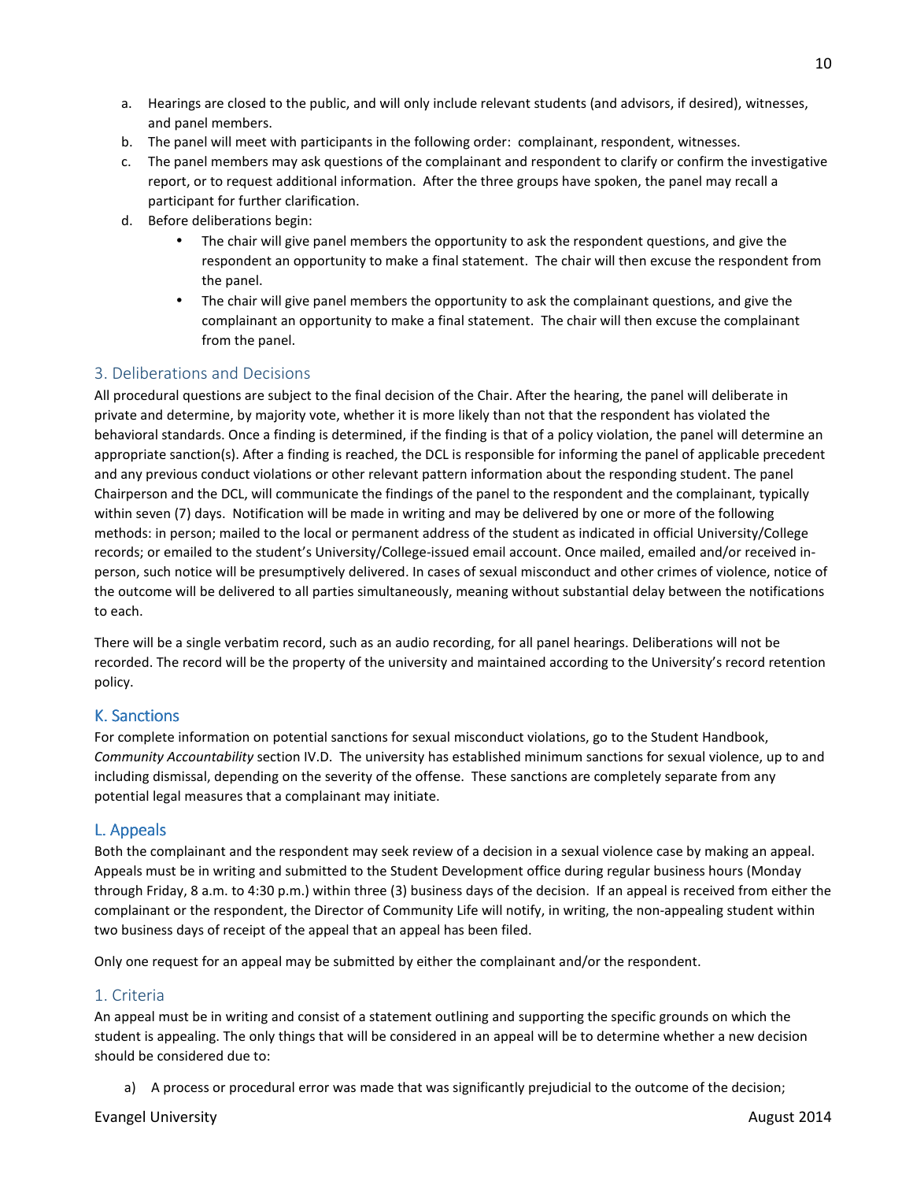a. Hearings are closed to the public, and will only include relevant students (and advisors, if desired), witnesses, and panel members.
b. The panel will meet with participants in the following order: complainant, respondent, witnesses.
c. The panel members may ask questions of the complainant and respondent to clarify or confirm the investigative report, or to request additional information. After the three groups have spoken, the panel may recall a participant for further clarification.
d. Before deliberations begin:
   - The chair will give panel members the opportunity to ask the respondent questions, and give the respondent an opportunity to make a final statement. The chair will then excuse the respondent from the panel.
   - The chair will give panel members the opportunity to ask the complainant questions, and give the complainant an opportunity to make a final statement. The chair will then excuse the complainant from the panel.

### 3. Deliberations and Decisions

All procedural questions are subject to the final decision of the Chair. After the hearing, the panel will deliberate in private and determine, by majority vote, whether it is more likely than not that the respondent has violated the behavioral standards. Once a finding is determined, if the finding is that of a policy violation, the panel will determine an appropriate sanction(s). After a finding is reached, the DCL is responsible for informing the panel of applicable precedent and any previous conduct violations or other relevant pattern information about the responding student. The panel Chairperson and the DCL, will communicate the findings of the panel to the respondent and the complainant, typically within seven (7) days. Notification will be made in writing and may be delivered by one or more of the following methods: in person; mailed to the local or permanent address of the student as indicated in official University/College records; or emailed to the student's University/College-issued email account. Once mailed, emailed and/or received in-person, such notice will be presumptively delivered. In cases of sexual misconduct and other crimes of violence, notice of the outcome will be delivered to all parties simultaneously, meaning without substantial delay between the notifications to each.

There will be a single verbatim record, such as an audio recording, for all panel hearings. Deliberations will not be recorded. The record will be the property of the university and maintained according to the University's record retention policy.

## K. Sanctions

For complete information on potential sanctions for sexual misconduct violations, go to the Student Handbook, *Community Accountability* section IV.D. The university has established minimum sanctions for sexual violence, up to and including dismissal, depending on the severity of the offense. These sanctions are completely separate from any potential legal measures that a complainant may initiate.

## L. Appeals

Both the complainant and the respondent may seek review of a decision in a sexual violence case by making an appeal. Appeals must be in writing and submitted to the Student Development office during regular business hours (Monday through Friday, 8 a.m. to 4:30 p.m.) within three (3) business days of the decision. If an appeal is received from either the complainant or the respondent, the Director of Community Life will notify, in writing, the non-appealing student within two business days of receipt of the appeal that an appeal has been filed.

Only one request for an appeal may be submitted by either the complainant and/or the respondent.

### 1. Criteria

An appeal must be in writing and consist of a statement outlining and supporting the specific grounds on which the student is appealing. The only things that will be considered in an appeal will be to determine whether a new decision should be considered due to:

a) A process or procedural error was made that was significantly prejudicial to the outcome of the decision;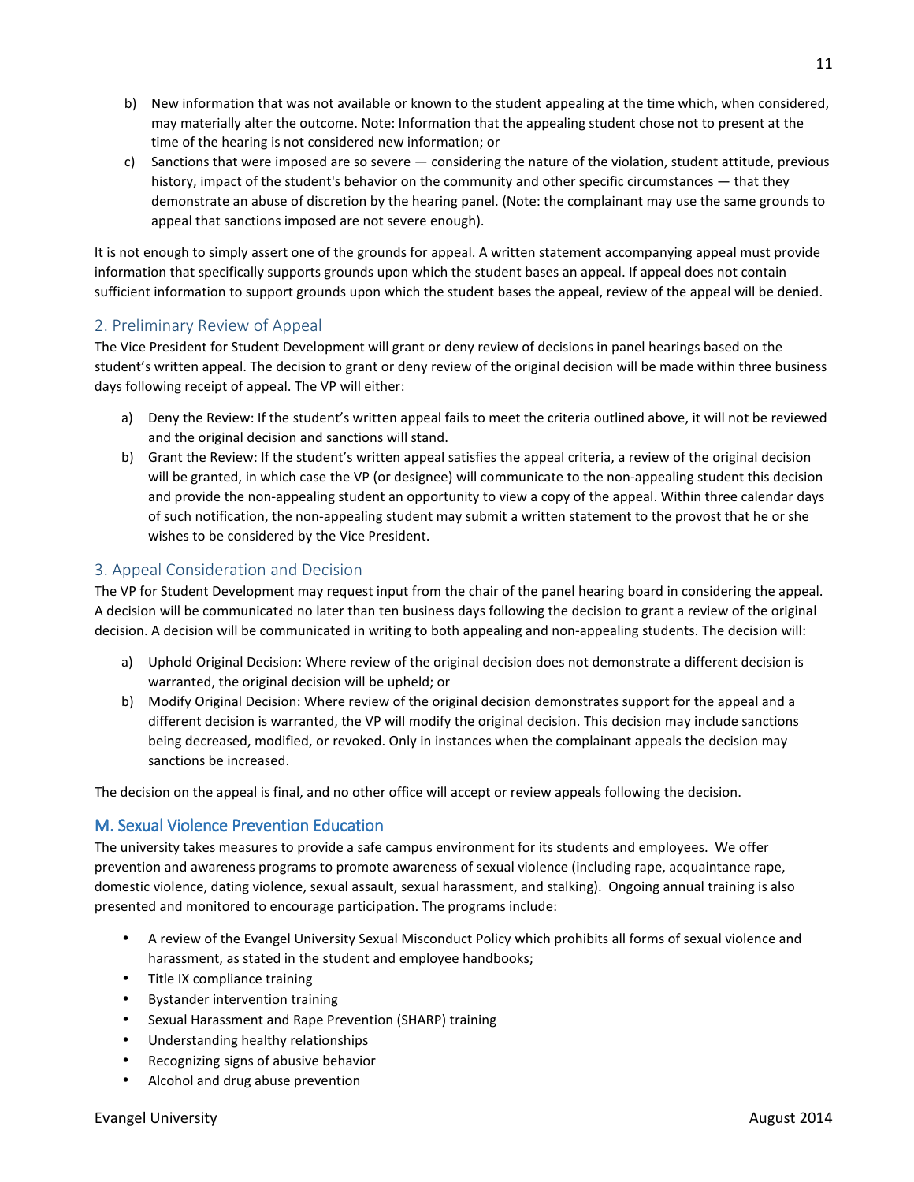b) New information that was not available or known to the student appealing at the time which, when considered, may materially alter the outcome. Note: Information that the appealing student chose not to present at the time of the hearing is not considered new information; or

c) Sanctions that were imposed are so severe — considering the nature of the violation, student attitude, previous history, impact of the student's behavior on the community and other specific circumstances — that they demonstrate an abuse of discretion by the hearing panel. (Note: the complainant may use the same grounds to appeal that sanctions imposed are not severe enough).

It is not enough to simply assert one of the grounds for appeal. A written statement accompanying appeal must provide information that specifically supports grounds upon which the student bases an appeal. If appeal does not contain sufficient information to support grounds upon which the student bases the appeal, review of the appeal will be denied.

### 2. Preliminary Review of Appeal

The Vice President for Student Development will grant or deny review of decisions in panel hearings based on the student's written appeal. The decision to grant or deny review of the original decision will be made within three business days following receipt of appeal. The VP will either:

a) Deny the Review: If the student's written appeal fails to meet the criteria outlined above, it will not be reviewed and the original decision and sanctions will stand.

b) Grant the Review: If the student's written appeal satisfies the appeal criteria, a review of the original decision will be granted, in which case the VP (or designee) will communicate to the non-appealing student this decision and provide the non-appealing student an opportunity to view a copy of the appeal. Within three calendar days of such notification, the non-appealing student may submit a written statement to the provost that he or she wishes to be considered by the Vice President.

### 3. Appeal Consideration and Decision

The VP for Student Development may request input from the chair of the panel hearing board in considering the appeal. A decision will be communicated no later than ten business days following the decision to grant a review of the original decision. A decision will be communicated in writing to both appealing and non-appealing students. The decision will:

a) Uphold Original Decision: Where review of the original decision does not demonstrate a different decision is warranted, the original decision will be upheld; or

b) Modify Original Decision: Where review of the original decision demonstrates support for the appeal and a different decision is warranted, the VP will modify the original decision. This decision may include sanctions being decreased, modified, or revoked. Only in instances when the complainant appeals the decision may sanctions be increased.

The decision on the appeal is final, and no other office will accept or review appeals following the decision.

## M. Sexual Violence Prevention Education

The university takes measures to provide a safe campus environment for its students and employees. We offer prevention and awareness programs to promote awareness of sexual violence (including rape, acquaintance rape, domestic violence, dating violence, sexual assault, sexual harassment, and stalking). Ongoing annual training is also presented and monitored to encourage participation. The programs include:

- A review of the Evangel University Sexual Misconduct Policy which prohibits all forms of sexual violence and harassment, as stated in the student and employee handbooks;
- Title IX compliance training
- Bystander intervention training
- Sexual Harassment and Rape Prevention (SHARP) training
- Understanding healthy relationships
- Recognizing signs of abusive behavior
- Alcohol and drug abuse prevention